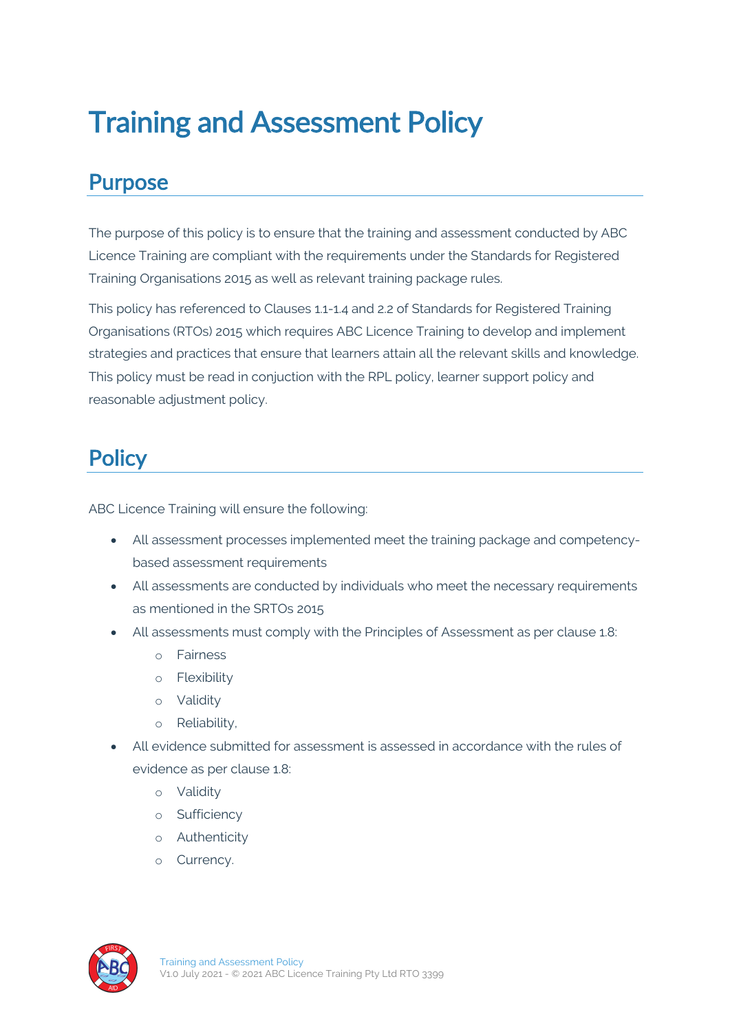# Training and Assessment Policy

## Purpose

The purpose of this policy is to ensure that the training and assessment conducted by ABC Licence Training are compliant with the requirements under the Standards for Registered Training Organisations 2015 as well as relevant training package rules.

This policy has referenced to Clauses 1.1-1.4 and 2.2 of Standards for Registered Training Organisations (RTOs) 2015 which requires ABC Licence Training to develop and implement strategies and practices that ensure that learners attain all the relevant skills and knowledge. This policy must be read in conjuction with the RPL policy, learner support policy and reasonable adjustment policy.

## Policy

ABC Licence Training will ensure the following:

- All assessment processes implemented meet the training package and competency-based assessment requirements
- All assessments are conducted by individuals who meet the necessary requirements as mentioned in the SRTOs 2015
- All assessments must comply with the Principles of Assessment as per clause 1.8:
  - Fairness
  - Flexibility
  - Validity
  - Reliability,
- All evidence submitted for assessment is assessed in accordance with the rules of evidence as per clause 1.8:
  - Validity
  - Sufficiency
  - Authenticity
  - Currency.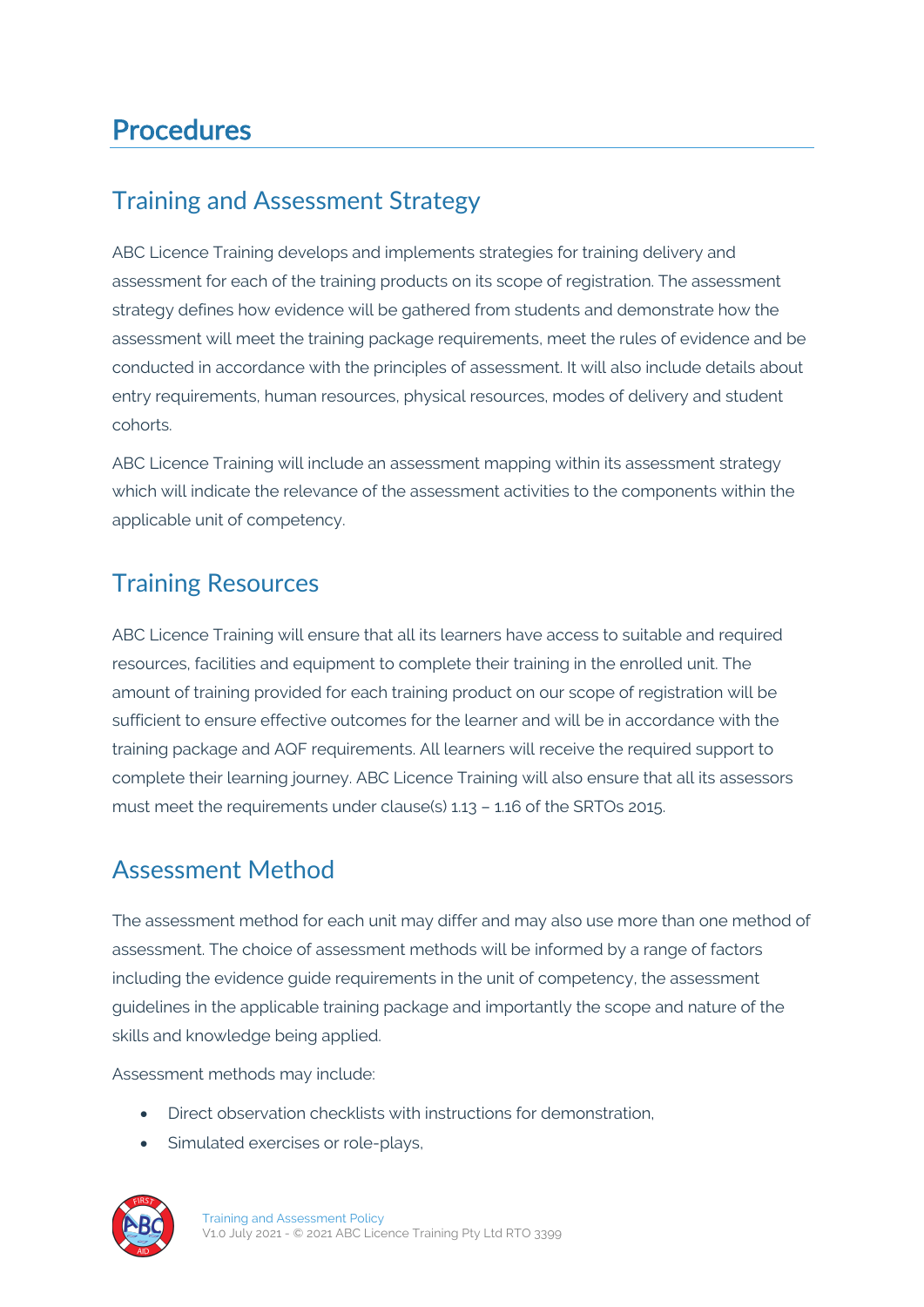# Procedures

## Training and Assessment Strategy

ABC Licence Training develops and implements strategies for training delivery and assessment for each of the training products on its scope of registration. The assessment strategy defines how evidence will be gathered from students and demonstrate how the assessment will meet the training package requirements, meet the rules of evidence and be conducted in accordance with the principles of assessment. It will also include details about entry requirements, human resources, physical resources, modes of delivery and student cohorts.

ABC Licence Training will include an assessment mapping within its assessment strategy which will indicate the relevance of the assessment activities to the components within the applicable unit of competency.

## Training Resources

ABC Licence Training will ensure that all its learners have access to suitable and required resources, facilities and equipment to complete their training in the enrolled unit. The amount of training provided for each training product on our scope of registration will be sufficient to ensure effective outcomes for the learner and will be in accordance with the training package and AQF requirements. All learners will receive the required support to complete their learning journey. ABC Licence Training will also ensure that all its assessors must meet the requirements under clause(s) 1.13 – 1.16 of the SRTOs 2015.

## Assessment Method

The assessment method for each unit may differ and may also use more than one method of assessment. The choice of assessment methods will be informed by a range of factors including the evidence guide requirements in the unit of competency, the assessment guidelines in the applicable training package and importantly the scope and nature of the skills and knowledge being applied.

Assessment methods may include:

- Direct observation checklists with instructions for demonstration,
- Simulated exercises or role-plays,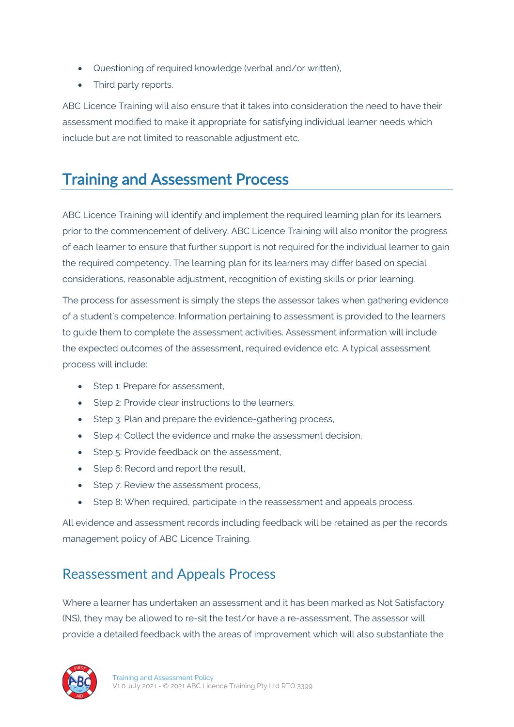- Questioning of required knowledge (verbal and/or written),
- Third party reports.

ABC Licence Training will also ensure that it takes into consideration the need to have their assessment modified to make it appropriate for satisfying individual learner needs which include but are not limited to reasonable adjustment etc.

## Training and Assessment Process

ABC Licence Training will identify and implement the required learning plan for its learners prior to the commencement of delivery. ABC Licence Training will also monitor the progress of each learner to ensure that further support is not required for the individual learner to gain the required competency. The learning plan for its learners may differ based on special considerations, reasonable adjustment, recognition of existing skills or prior learning.

The process for assessment is simply the steps the assessor takes when gathering evidence of a student's competence. Information pertaining to assessment is provided to the learners to guide them to complete the assessment activities. Assessment information will include the expected outcomes of the assessment, required evidence etc. A typical assessment process will include:

- Step 1: Prepare for assessment,
- Step 2: Provide clear instructions to the learners,
- Step 3: Plan and prepare the evidence-gathering process,
- Step 4: Collect the evidence and make the assessment decision,
- Step 5: Provide feedback on the assessment,
- Step 6: Record and report the result,
- Step 7: Review the assessment process,
- Step 8: When required, participate in the reassessment and appeals process.

All evidence and assessment records including feedback will be retained as per the records management policy of ABC Licence Training.

### Reassessment and Appeals Process

Where a learner has undertaken an assessment and it has been marked as Not Satisfactory (NS), they may be allowed to re-sit the test/or have a re-assessment. The assessor will provide a detailed feedback with the areas of improvement which will also substantiate the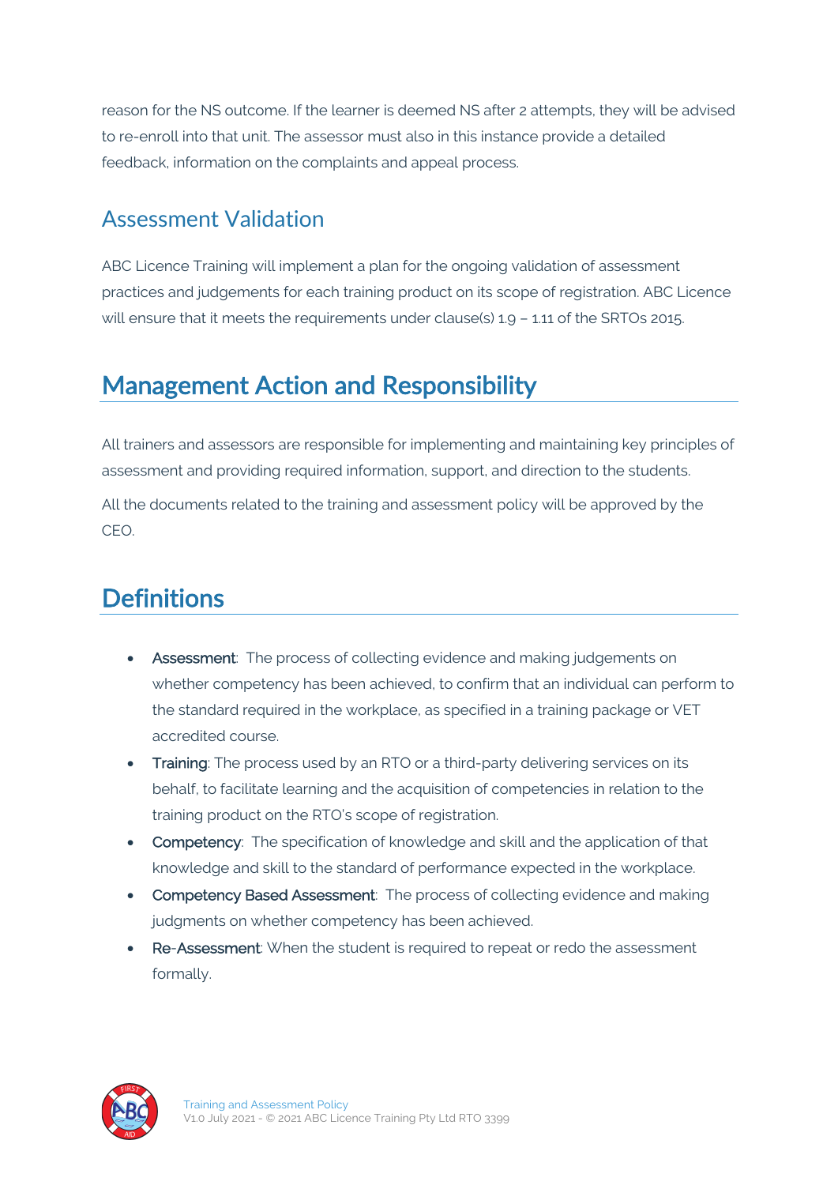reason for the NS outcome. If the learner is deemed NS after 2 attempts, they will be advised to re-enroll into that unit. The assessor must also in this instance provide a detailed feedback, information on the complaints and appeal process.

### Assessment Validation

ABC Licence Training will implement a plan for the ongoing validation of assessment practices and judgements for each training product on its scope of registration. ABC Licence will ensure that it meets the requirements under clause(s) 1.9 – 1.11 of the SRTOs 2015.

## Management Action and Responsibility

All trainers and assessors are responsible for implementing and maintaining key principles of assessment and providing required information, support, and direction to the students.

All the documents related to the training and assessment policy will be approved by the CEO.

## Definitions

- Assessment: The process of collecting evidence and making judgements on whether competency has been achieved, to confirm that an individual can perform to the standard required in the workplace, as specified in a training package or VET accredited course.
- Training: The process used by an RTO or a third-party delivering services on its behalf, to facilitate learning and the acquisition of competencies in relation to the training product on the RTO's scope of registration.
- Competency: The specification of knowledge and skill and the application of that knowledge and skill to the standard of performance expected in the workplace.
- Competency Based Assessment: The process of collecting evidence and making judgments on whether competency has been achieved.
- Re-Assessment: When the student is required to repeat or redo the assessment formally.